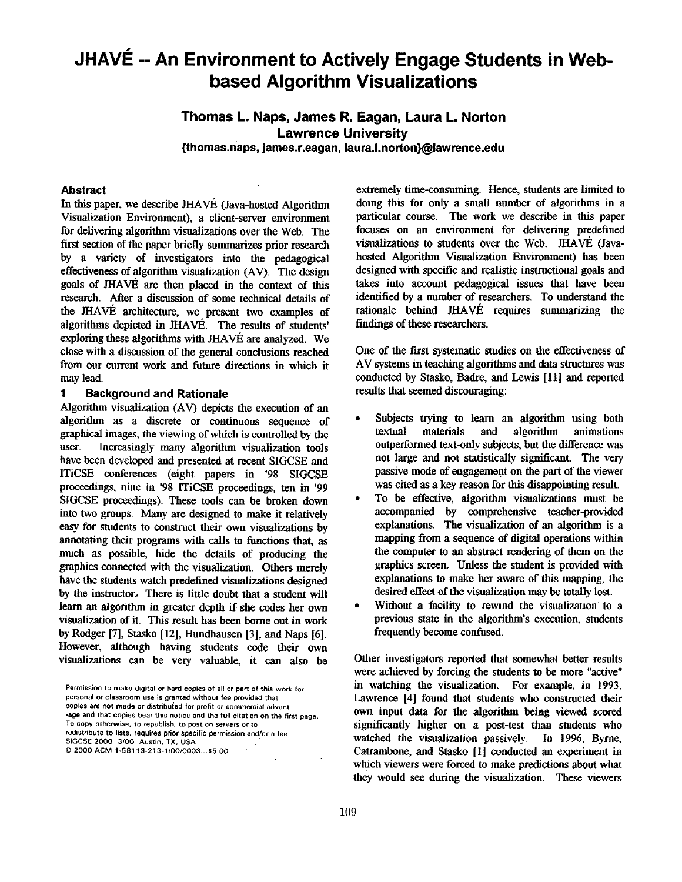# JHAVÉ -- An Environment to Actively Engage Students in Web-based Algorithm Visualizations

**Thomas L. Naps, James R. Eagan, Laura L. Norton**
**Lawrence University**
**{thomas.naps, james.r.eagan, laura.l.norton}@lawrence.edu**

### Abstract

In this paper, we describe JHAVÉ (Java-hosted Algorithm Visualization Environment), a client-server environment for delivering algorithm visualizations over the Web. The first section of the paper briefly summarizes prior research by a variety of investigators into the pedagogical effectiveness of algorithm visualization (AV). The design goals of JHAVÉ are then placed in the context of this research. After a discussion of some technical details of the JHAVÉ architecture, we present two examples of algorithms depicted in JHAVÉ. The results of students' exploring these algorithms with JHAVÉ are analyzed. We close with a discussion of the general conclusions reached from our current work and future directions in which it may lead.

## 1 Background and Rationale

Algorithm visualization (AV) depicts the execution of an algorithm as a discrete or continuous sequence of graphical images, the viewing of which is controlled by the user. Increasingly many algorithm visualization tools have been developed and presented at recent SIGCSE and ITiCSE conferences (eight papers in '98 SIGCSE proceedings, nine in '98 ITiCSE proceedings, ten in '99 SIGCSE proceedings). These tools can be broken down into two groups. Many are designed to make it relatively easy for students to construct their own visualizations by annotating their programs with calls to functions that, as much as possible, hide the details of producing the graphics connected with the visualization. Others merely have the students watch predefined visualizations designed by the instructor. There is little doubt that a student will learn an algorithm in greater depth if she codes her own visualization of it. This result has been borne out in work by Rodger [7], Stasko [12], Hundhausen [3], and Naps [6]. However, although having students code their own visualizations can be very valuable, it can also be extremely time-consuming. Hence, students are limited to doing this for only a small number of algorithms in a particular course. The work we describe in this paper focuses on an environment for delivering predefined visualizations to students over the Web. JHAVÉ (Java-hosted Algorithm Visualization Environment) has been designed with specific and realistic instructional goals and takes into account pedagogical issues that have been identified by a number of researchers. To understand the rationale behind JHAVÉ requires summarizing the findings of these researchers.

One of the first systematic studies on the effectiveness of AV systems in teaching algorithms and data structures was conducted by Stasko, Badre, and Lewis [11] and reported results that seemed discouraging:

- Subjects trying to learn an algorithm using both textual materials and algorithm animations outperformed text-only subjects, but the difference was not large and not statistically significant. The very passive mode of engagement on the part of the viewer was cited as a key reason for this disappointing result.
- To be effective, algorithm visualizations must be accompanied by comprehensive teacher-provided explanations. The visualization of an algorithm is a mapping from a sequence of digital operations within the computer to an abstract rendering of them on the graphics screen. Unless the student is provided with explanations to make her aware of this mapping, the desired effect of the visualization may be totally lost.
- Without a facility to rewind the visualization to a previous state in the algorithm's execution, students frequently become confused.

Other investigators reported that somewhat better results were achieved by forcing the students to be more "active" in watching the visualization. For example, in 1993, Lawrence [4] found that students who constructed their own input data for the algorithm being viewed scored significantly higher on a post-test than students who watched the visualization passively. In 1996, Byrne, Catrambone, and Stasko [1] conducted an experiment in which viewers were forced to make predictions about what they would see during the visualization. These viewers

Permission to make digital or hard copies of all or part of this work for personal or classroom use is granted without fee provided that copies are not made or distributed for profit or commercial advantage and that copies bear this notice and the full citation on the first page. To copy otherwise, to republish, to post on servers or to redistribute to lists, requires prior specific permission and/or a fee.
SIGCSE 2000 3/00 Austin, TX, USA
© 2000 ACM 1-58113-213-1/00/0003...$5.00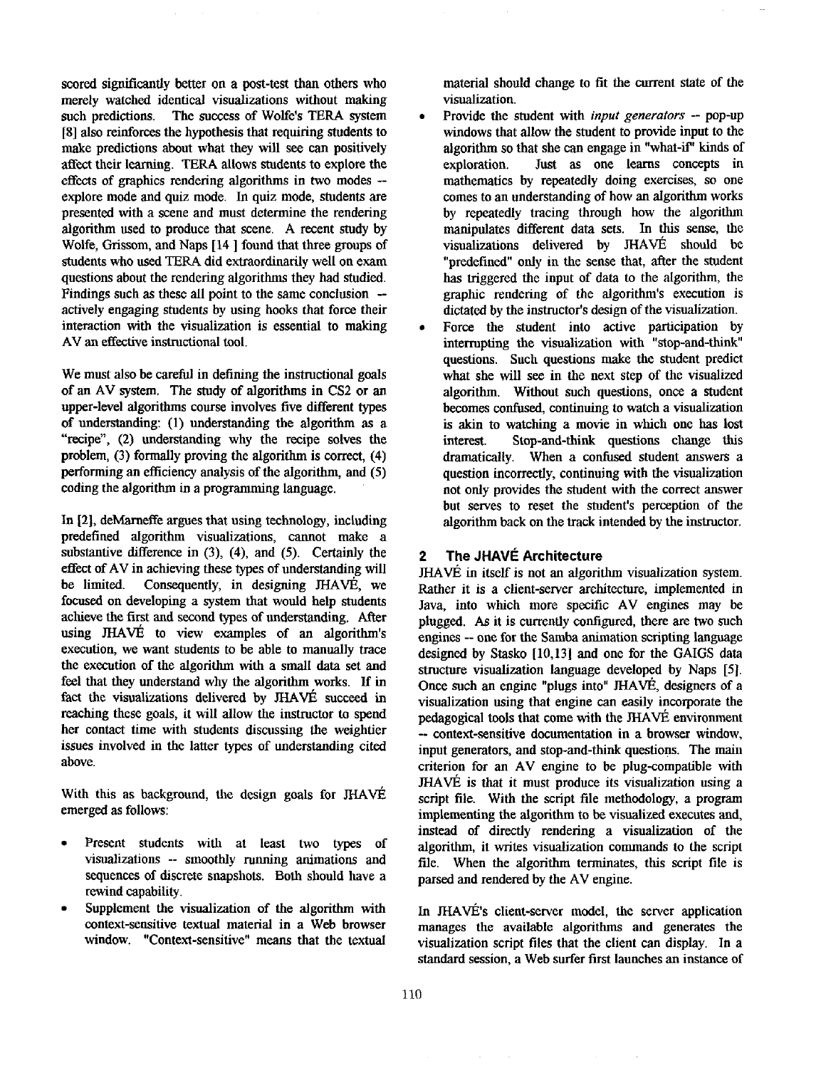scored significantly better on a post-test than others who merely watched identical visualizations without making such predictions. The success of Wolfe's TERA system [8] also reinforces the hypothesis that requiring students to make predictions about what they will see can positively affect their learning. TERA allows students to explore the effects of graphics rendering algorithms in two modes -- explore mode and quiz mode. In quiz mode, students are presented with a scene and must determine the rendering algorithm used to produce that scene. A recent study by Wolfe, Grissom, and Naps [14 ] found that three groups of students who used TERA did extraordinarily well on exam questions about the rendering algorithms they had studied. Findings such as these all point to the same conclusion -- actively engaging students by using hooks that force their interaction with the visualization is essential to making AV an effective instructional tool.

We must also be careful in defining the instructional goals of an AV system. The study of algorithms in CS2 or an upper-level algorithms course involves five different types of understanding: (1) understanding the algorithm as a "recipe", (2) understanding why the recipe solves the problem, (3) formally proving the algorithm is correct, (4) performing an efficiency analysis of the algorithm, and (5) coding the algorithm in a programming language.

In [2], deMarneffe argues that using technology, including predefined algorithm visualizations, cannot make a substantive difference in (3), (4), and (5). Certainly the effect of AV in achieving these types of understanding will be limited. Consequently, in designing JHAVÉ, we focused on developing a system that would help students achieve the first and second types of understanding. After using JHAVÉ to view examples of an algorithm's execution, we want students to be able to manually trace the execution of the algorithm with a small data set and feel that they understand why the algorithm works. If in fact the visualizations delivered by JHAVÉ succeed in reaching these goals, it will allow the instructor to spend her contact time with students discussing the weightier issues involved in the latter types of understanding cited above.

With this as background, the design goals for JHAVÉ emerged as follows:

- Present students with at least two types of visualizations -- smoothly running animations and sequences of discrete snapshots. Both should have a rewind capability.
- Supplement the visualization of the algorithm with context-sensitive textual material in a Web browser window. "Context-sensitive" means that the textual material should change to fit the current state of the visualization.
- Provide the student with *input generators* -- pop-up windows that allow the student to provide input to the algorithm so that she can engage in "what-if" kinds of exploration. Just as one learns concepts in mathematics by repeatedly doing exercises, so one comes to an understanding of how an algorithm works by repeatedly tracing through how the algorithm manipulates different data sets. In this sense, the visualizations delivered by JHAVÉ should be "predefined" only in the sense that, after the student has triggered the input of data to the algorithm, the graphic rendering of the algorithm's execution is dictated by the instructor's design of the visualization.
- Force the student into active participation by interrupting the visualization with "stop-and-think" questions. Such questions make the student predict what she will see in the next step of the visualized algorithm. Without such questions, once a student becomes confused, continuing to watch a visualization is akin to watching a movie in which one has lost interest. Stop-and-think questions change this dramatically. When a confused student answers a question incorrectly, continuing with the visualization not only provides the student with the correct answer but serves to reset the student's perception of the algorithm back on the track intended by the instructor.

## 2 The JHAVÉ Architecture

JHAVÉ in itself is not an algorithm visualization system. Rather it is a client-server architecture, implemented in Java, into which more specific AV engines may be plugged. As it is currently configured, there are two such engines -- one for the Samba animation scripting language designed by Stasko [10,13] and one for the GAIGS data structure visualization language developed by Naps [5]. Once such an engine "plugs into" JHAVÉ, designers of a visualization using that engine can easily incorporate the pedagogical tools that come with the JHAVÉ environment -- context-sensitive documentation in a browser window, input generators, and stop-and-think questions. The main criterion for an AV engine to be plug-compatible with JHAVÉ is that it must produce its visualization using a script file. With the script file methodology, a program implementing the algorithm to be visualized executes and, instead of directly rendering a visualization of the algorithm, it writes visualization commands to the script file. When the algorithm terminates, this script file is parsed and rendered by the AV engine.

In JHAVÉ's client-server model, the server application manages the available algorithms and generates the visualization script files that the client can display. In a standard session, a Web surfer first launches an instance of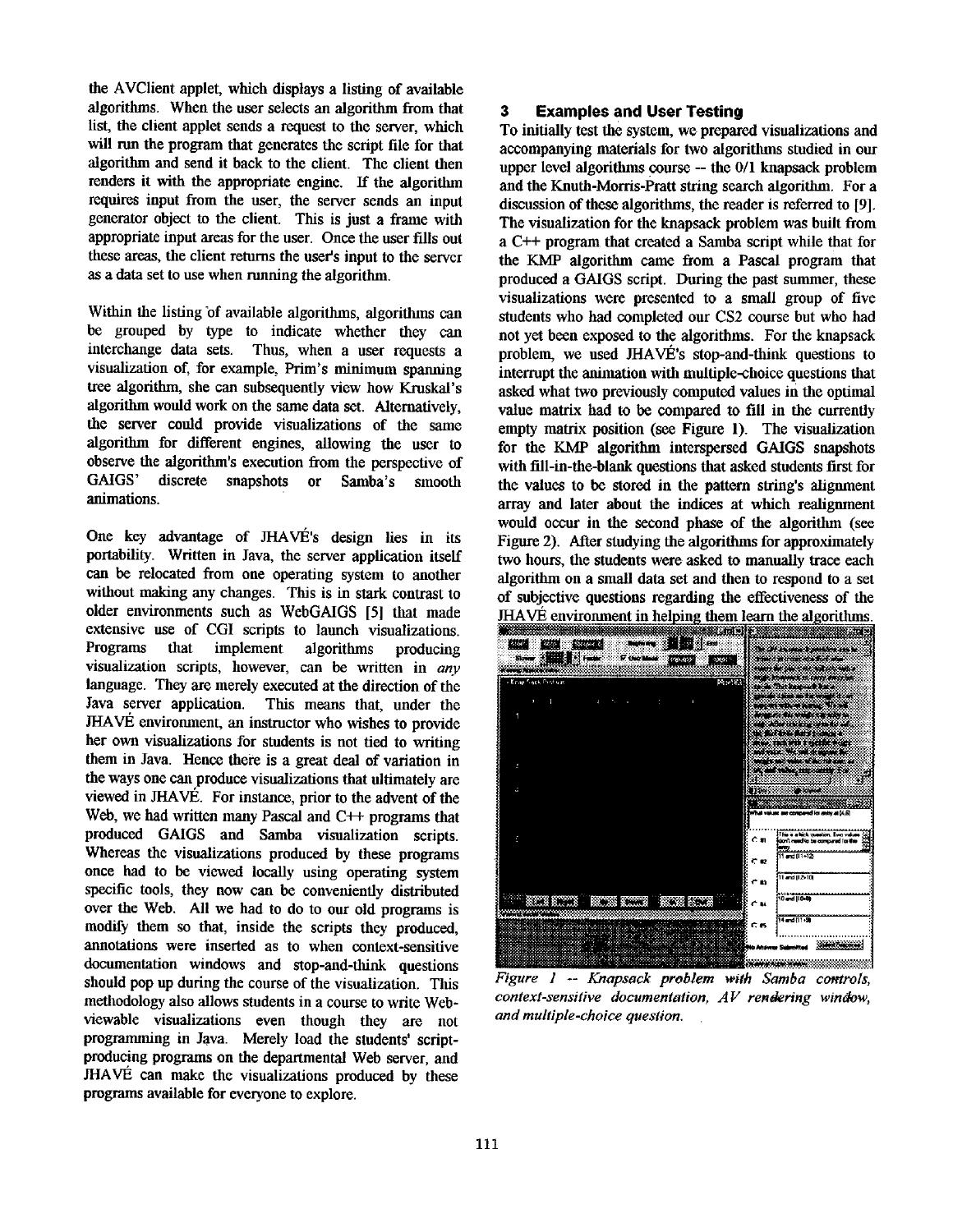the AVClient applet, which displays a listing of available algorithms. When the user selects an algorithm from that list, the client applet sends a request to the server, which will run the program that generates the script file for that algorithm and send it back to the client. The client then renders it with the appropriate engine. If the algorithm requires input from the user, the server sends an input generator object to the client. This is just a frame with appropriate input areas for the user. Once the user fills out these areas, the client returns the user's input to the server as a data set to use when running the algorithm.

Within the listing of available algorithms, algorithms can be grouped by type to indicate whether they can interchange data sets. Thus, when a user requests a visualization of, for example, Prim's minimum spanning tree algorithm, she can subsequently view how Kruskal's algorithm would work on the same data set. Alternatively, the server could provide visualizations of the same algorithm for different engines, allowing the user to observe the algorithm's execution from the perspective of GAIGS' discrete snapshots or Samba's smooth animations.

One key advantage of JHAVÉ's design lies in its portability. Written in Java, the server application itself can be relocated from one operating system to another without making any changes. This is in stark contrast to older environments such as WebGAIGS [5] that made extensive use of CGI scripts to launch visualizations. Programs that implement algorithms producing visualization scripts, however, can be written in *any* language. They are merely executed at the direction of the Java server application. This means that, under the JHAVÉ environment, an instructor who wishes to provide her own visualizations for students is not tied to writing them in Java. Hence there is a great deal of variation in the ways one can produce visualizations that ultimately are viewed in JHAVÉ. For instance, prior to the advent of the Web, we had written many Pascal and C++ programs that produced GAIGS and Samba visualization scripts. Whereas the visualizations produced by these programs once had to be viewed locally using operating system specific tools, they now can be conveniently distributed over the Web. All we had to do to our old programs is modify them so that, inside the scripts they produced, annotations were inserted as to when context-sensitive documentation windows and stop-and-think questions should pop up during the course of the visualization. This methodology also allows students in a course to write Web-viewable visualizations even though they are not programming in Java. Merely load the students' script-producing programs on the departmental Web server, and JHAVÉ can make the visualizations produced by these programs available for everyone to explore.

## 3 Examples and User Testing

To initially test the system, we prepared visualizations and accompanying materials for two algorithms studied in our upper level algorithms course -- the 0/1 knapsack problem and the Knuth-Morris-Pratt string search algorithm. For a discussion of these algorithms, the reader is referred to [9]. The visualization for the knapsack problem was built from a C++ program that created a Samba script while that for the KMP algorithm came from a Pascal program that produced a GAIGS script. During the past summer, these visualizations were presented to a small group of five students who had completed our CS2 course but who had not yet been exposed to the algorithms. For the knapsack problem, we used JHAVÉ's stop-and-think questions to interrupt the animation with multiple-choice questions that asked what two previously computed values in the optimal value matrix had to be compared to fill in the currently empty matrix position (see Figure 1). The visualization for the KMP algorithm interspersed GAIGS snapshots with fill-in-the-blank questions that asked students first for the values to be stored in the pattern string's alignment array and later about the indices at which realignment would occur in the second phase of the algorithm (see Figure 2). After studying the algorithms for approximately two hours, the students were asked to manually trace each algorithm on a small data set and then to respond to a set of subjective questions regarding the effectiveness of the JHAVÉ environment in helping them learn the algorithms.

*Figure 1 -- Knapsack problem with Samba controls, context-sensitive documentation, AV rendering window, and multiple-choice question.*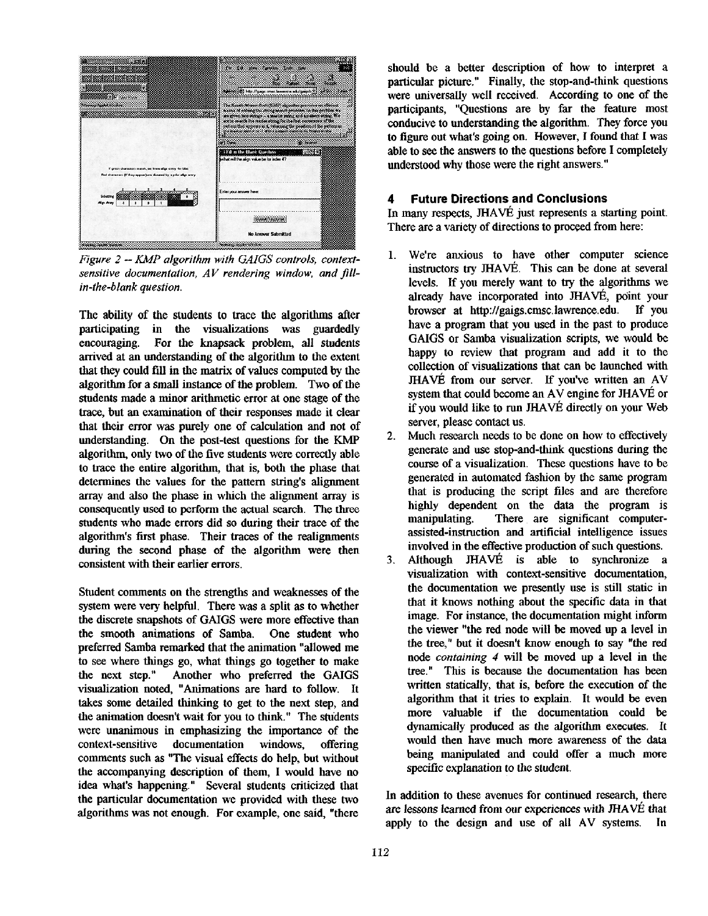*Figure 2 -- KMP algorithm with GAIGS controls, context-sensitive documentation, AV rendering window, and fill-in-the-blank question.*

The ability of the students to trace the algorithms after participating in the visualizations was guardedly encouraging. For the knapsack problem, all students arrived at an understanding of the algorithm to the extent that they could fill in the matrix of values computed by the algorithm for a small instance of the problem. Two of the students made a minor arithmetic error at one stage of the trace, but an examination of their responses made it clear that their error was purely one of calculation and not of understanding. On the post-test questions for the KMP algorithm, only two of the five students were correctly able to trace the entire algorithm, that is, both the phase that determines the values for the pattern string's alignment array and also the phase in which the alignment array is consequently used to perform the actual search. The three students who made errors did so during their trace of the algorithm's first phase. Their traces of the realignments during the second phase of the algorithm were then consistent with their earlier errors.

Student comments on the strengths and weaknesses of the system were very helpful. There was a split as to whether the discrete snapshots of GAIGS were more effective than the smooth animations of Samba. One student who preferred Samba remarked that the animation "allowed me to see where things go, what things go together to make the next step." Another who preferred the GAIGS visualization noted, "Animations are hard to follow. It takes some detailed thinking to get to the next step, and the animation doesn't wait for you to think." The students were unanimous in emphasizing the importance of the context-sensitive documentation windows, offering comments such as "The visual effects do help, but without the accompanying description of them, I would have no idea what's happening." Several students criticized that the particular documentation we provided with these two algorithms was not enough. For example, one said, "there should be a better description of how to interpret a particular picture." Finally, the stop-and-think questions were universally well received. According to one of the participants, "Questions are by far the feature most conducive to understanding the algorithm. They force you to figure out what's going on. However, I found that I was able to see the answers to the questions before I completely understood why those were the right answers."

## 4 Future Directions and Conclusions

In many respects, JHAVÉ just represents a starting point. There are a variety of directions to proceed from here:

1. We're anxious to have other computer science instructors try JHAVÉ. This can be done at several levels. If you merely want to try the algorithms we already have incorporated into JHAVÉ, point your browser at http://gaigs.cmsc.lawrence.edu. If you have a program that you used in the past to produce GAIGS or Samba visualization scripts, we would be happy to review that program and add it to the collection of visualizations that can be launched with JHAVÉ from our server. If you've written an AV system that could become an AV engine for JHAVÉ or if you would like to run JHAVÉ directly on your Web server, please contact us.
2. Much research needs to be done on how to effectively generate and use stop-and-think questions during the course of a visualization. These questions have to be generated in automated fashion by the same program that is producing the script files and are therefore highly dependent on the data the program is manipulating. There are significant computer-assisted-instruction and artificial intelligence issues involved in the effective production of such questions.
3. Although JHAVÉ is able to synchronize a visualization with context-sensitive documentation, the documentation we presently use is still static in that it knows nothing about the specific data in that image. For instance, the documentation might inform the viewer "the red node will be moved up a level in the tree," but it doesn't know enough to say "the red node *containing 4* will be moved up a level in the tree." This is because the documentation has been written statically, that is, before the execution of the algorithm that it tries to explain. It would be even more valuable if the documentation could be dynamically produced as the algorithm executes. It would then have much more awareness of the data being manipulated and could offer a much more specific explanation to the student.

In addition to these avenues for continued research, there are lessons learned from our experiences with JHAVÉ that apply to the design and use of all AV systems. In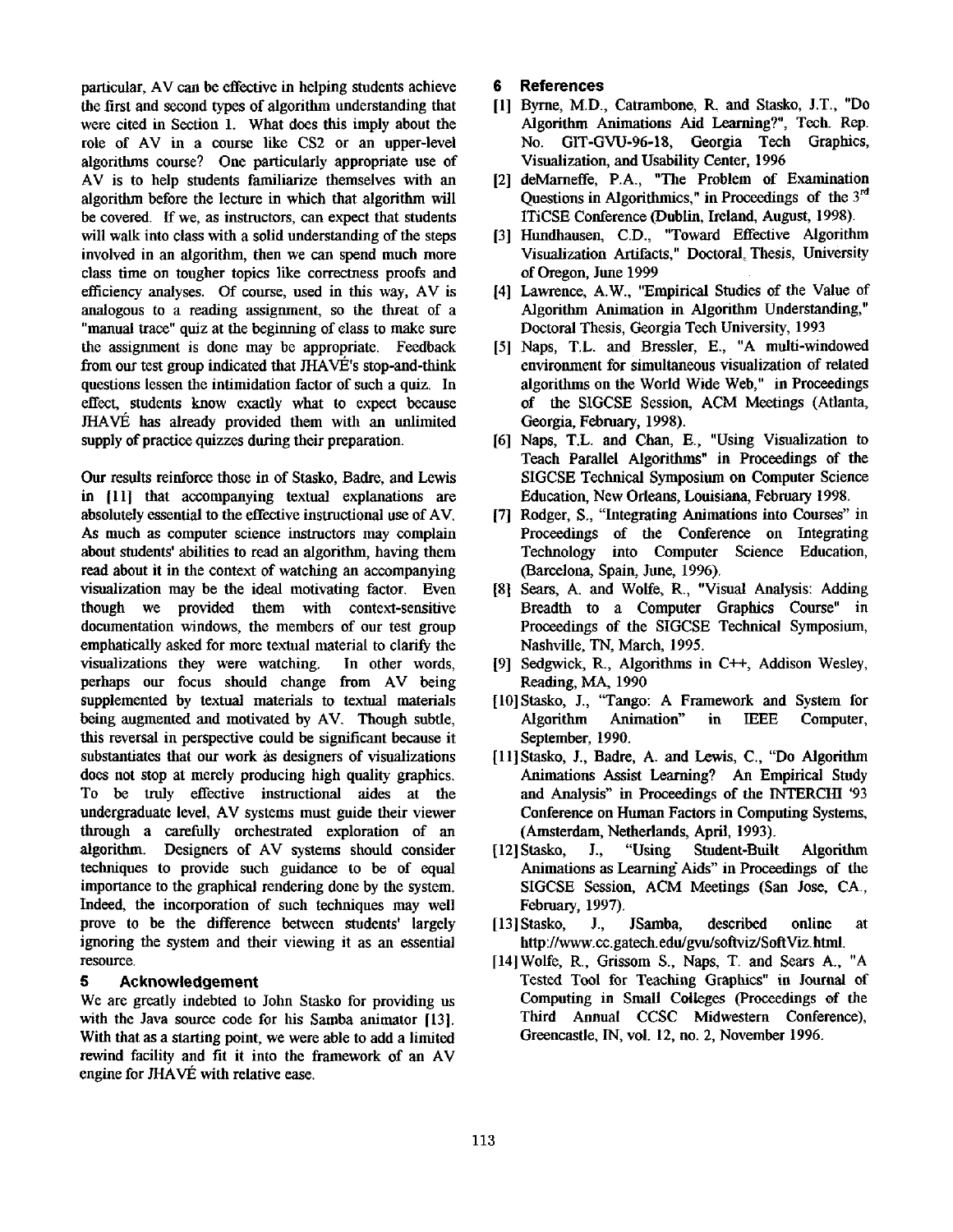particular, AV can be effective in helping students achieve the first and second types of algorithm understanding that were cited in Section 1. What does this imply about the role of AV in a course like CS2 or an upper-level algorithms course? One particularly appropriate use of AV is to help students familiarize themselves with an algorithm before the lecture in which that algorithm will be covered. If we, as instructors, can expect that students will walk into class with a solid understanding of the steps involved in an algorithm, then we can spend much more class time on tougher topics like correctness proofs and efficiency analyses. Of course, used in this way, AV is analogous to a reading assignment, so the threat of a "manual trace" quiz at the beginning of class to make sure the assignment is done may be appropriate. Feedback from our test group indicated that JHAVÉ's stop-and-think questions lessen the intimidation factor of such a quiz. In effect, students know exactly what to expect because JHAVÉ has already provided them with an unlimited supply of practice quizzes during their preparation.

Our results reinforce those in of Stasko, Badre, and Lewis in [11] that accompanying textual explanations are absolutely essential to the effective instructional use of AV. As much as computer science instructors may complain about students' abilities to read an algorithm, having them read about it in the context of watching an accompanying visualization may be the ideal motivating factor. Even though we provided them with context-sensitive documentation windows, the members of our test group emphatically asked for more textual material to clarify the visualizations they were watching. In other words, perhaps our focus should change from AV being supplemented by textual materials to textual materials being augmented and motivated by AV. Though subtle, this reversal in perspective could be significant because it substantiates that our work as designers of visualizations does not stop at merely producing high quality graphics. To be truly effective instructional aides at the undergraduate level, AV systems must guide their viewer through a carefully orchestrated exploration of an algorithm. Designers of AV systems should consider techniques to provide such guidance to be of equal importance to the graphical rendering done by the system. Indeed, the incorporation of such techniques may well prove to be the difference between students' largely ignoring the system and their viewing it as an essential resource.

## 5 Acknowledgement

We are greatly indebted to John Stasko for providing us with the Java source code for his Samba animator [13]. With that as a starting point, we were able to add a limited rewind facility and fit it into the framework of an AV engine for JHAVÉ with relative ease.

## 6 References

[1] Byrne, M.D., Catrambone, R. and Stasko, J.T., "Do Algorithm Animations Aid Learning?", Tech. Rep. No. GIT-GVU-96-18, Georgia Tech Graphics, Visualization, and Usability Center, 1996

[2] deMarneffe, P.A., "The Problem of Examination Questions in Algorithmics," in Proceedings of the 3rd ITiCSE Conference (Dublin, Ireland, August, 1998).

[3] Hundhausen, C.D., "Toward Effective Algorithm Visualization Artifacts," Doctoral Thesis, University of Oregon, June 1999

[4] Lawrence, A.W., "Empirical Studies of the Value of Algorithm Animation in Algorithm Understanding," Doctoral Thesis, Georgia Tech University, 1993

[5] Naps, T.L. and Bressler, E., "A multi-windowed environment for simultaneous visualization of related algorithms on the World Wide Web," in Proceedings of the SIGCSE Session, ACM Meetings (Atlanta, Georgia, February, 1998).

[6] Naps, T.L. and Chan, E., "Using Visualization to Teach Parallel Algorithms" in Proceedings of the SIGCSE Technical Symposium on Computer Science Education, New Orleans, Louisiana, February 1998.

[7] Rodger, S., "Integrating Animations into Courses" in Proceedings of the Conference on Integrating Technology into Computer Science Education, (Barcelona, Spain, June, 1996).

[8] Sears, A. and Wolfe, R., "Visual Analysis: Adding Breadth to a Computer Graphics Course" in Proceedings of the SIGCSE Technical Symposium, Nashville, TN, March, 1995.

[9] Sedgwick, R., Algorithms in C++, Addison Wesley, Reading, MA, 1990

[10] Stasko, J., "Tango: A Framework and System for Algorithm Animation" in IEEE Computer, September, 1990.

[11] Stasko, J., Badre, A. and Lewis, C., "Do Algorithm Animations Assist Learning? An Empirical Study and Analysis" in Proceedings of the INTERCHI '93 Conference on Human Factors in Computing Systems, (Amsterdam, Netherlands, April, 1993).

[12] Stasko, J., "Using Student-Built Algorithm Animations as Learning Aids" in Proceedings of the SIGCSE Session, ACM Meetings (San Jose, CA., February, 1997).

[13] Stasko, J., JSamba, described online at http://www.cc.gatech.edu/gvu/softviz/SoftViz.html.

[14] Wolfe, R., Grissom S., Naps, T. and Sears A., "A Tested Tool for Teaching Graphics" in Journal of Computing in Small Colleges (Proceedings of the Third Annual CCSC Midwestern Conference), Greencastle, IN, vol. 12, no. 2, November 1996.